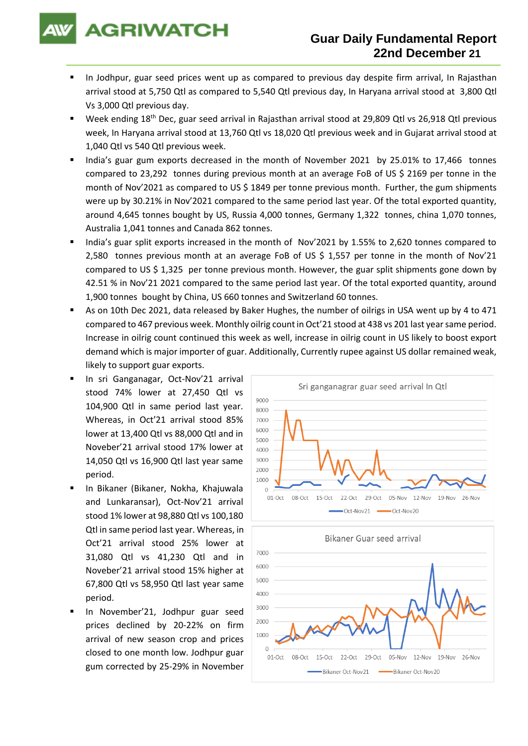# Guar Daily Fundamental Report
## 22nd December 21

- In Jodhpur, guar seed prices went up as compared to previous day despite firm arrival, In Rajasthan arrival stood at 5,750 Qtl as compared to 5,540 Qtl previous day, In Haryana arrival stood at 3,800 Qtl Vs 3,000 Qtl previous day.
- Week ending 18th Dec, guar seed arrival in Rajasthan arrival stood at 29,809 Qtl vs 26,918 Qtl previous week, In Haryana arrival stood at 13,760 Qtl vs 18,020 Qtl previous week and in Gujarat arrival stood at 1,040 Qtl vs 540 Qtl previous week.
- India's guar gum exports decreased in the month of November 2021 by 25.01% to 17,466 tonnes compared to 23,292 tonnes during previous month at an average FoB of US $ 2169 per tonne in the month of Nov'2021 as compared to US $ 1849 per tonne previous month. Further, the gum shipments were up by 30.21% in Nov'2021 compared to the same period last year. Of the total exported quantity, around 4,645 tonnes bought by US, Russia 4,000 tonnes, Germany 1,322 tonnes, china 1,070 tonnes, Australia 1,041 tonnes and Canada 862 tonnes.
- India's guar split exports increased in the month of Nov'2021 by 1.55% to 2,620 tonnes compared to 2,580 tonnes previous month at an average FoB of US $ 1,557 per tonne in the month of Nov'21 compared to US $ 1,325 per tonne previous month. However, the guar split shipments gone down by 42.51 % in Nov'21 2021 compared to the same period last year. Of the total exported quantity, around 1,900 tonnes bought by China, US 660 tonnes and Switzerland 60 tonnes.
- As on 10th Dec 2021, data released by Baker Hughes, the number of oilrigs in USA went up by 4 to 471 compared to 467 previous week. Monthly oilrig count in Oct'21 stood at 438 vs 201 last year same period. Increase in oilrig count continued this week as well, increase in oilrig count in US likely to boost export demand which is major importer of guar. Additionally, Currently rupee against US dollar remained weak, likely to support guar exports.
- In sri Ganganagar, Oct-Nov'21 arrival stood 74% lower at 27,450 Qtl vs 104,900 Qtl in same period last year. Whereas, in Oct'21 arrival stood 85% lower at 13,400 Qtl vs 88,000 Qtl and in Noveber'21 arrival stood 17% lower at 14,050 Qtl vs 16,900 Qtl last year same period.
- In Bikaner (Bikaner, Nokha, Khajuwala and Lunkaransar), Oct-Nov'21 arrival stood 1% lower at 98,880 Qtl vs 100,180 Qtl in same period last year. Whereas, in Oct'21 arrival stood 25% lower at 31,080 Qtl vs 41,230 Qtl and in Noveber'21 arrival stood 15% higher at 67,800 Qtl vs 58,950 Qtl last year same period.
- In November'21, Jodhpur guar seed prices declined by 20-22% on firm arrival of new season crop and prices closed to one month low. Jodhpur guar gum corrected by 25-29% in November

Sri ganganagrar guar seed arrival In Qtl

Bikaner Guar seed arrival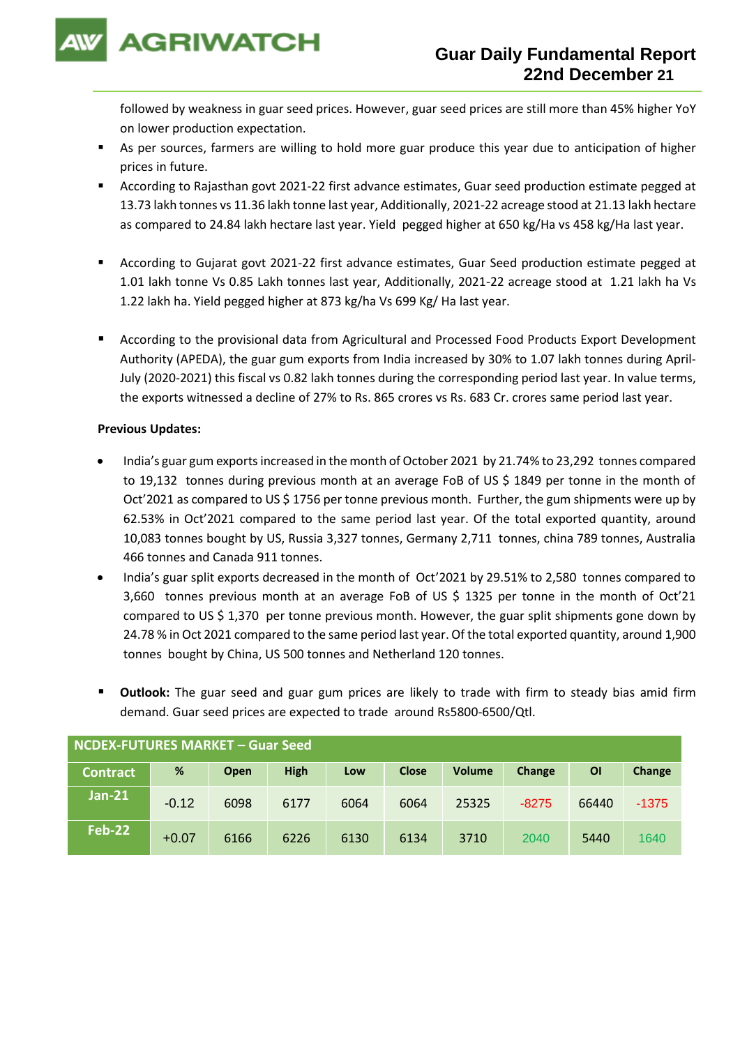followed by weakness in guar seed prices. However, guar seed prices are still more than 45% higher YoY on lower production expectation.

- As per sources, farmers are willing to hold more guar produce this year due to anticipation of higher prices in future.
- According to Rajasthan govt 2021-22 first advance estimates, Guar seed production estimate pegged at 13.73 lakh tonnes vs 11.36 lakh tonne last year, Additionally, 2021-22 acreage stood at 21.13 lakh hectare as compared to 24.84 lakh hectare last year. Yield pegged higher at 650 kg/Ha vs 458 kg/Ha last year.
- According to Gujarat govt 2021-22 first advance estimates, Guar Seed production estimate pegged at 1.01 lakh tonne Vs 0.85 Lakh tonnes last year, Additionally, 2021-22 acreage stood at 1.21 lakh ha Vs 1.22 lakh ha. Yield pegged higher at 873 kg/ha Vs 699 Kg/ Ha last year.
- According to the provisional data from Agricultural and Processed Food Products Export Development Authority (APEDA), the guar gum exports from India increased by 30% to 1.07 lakh tonnes during April-July (2020-2021) this fiscal vs 0.82 lakh tonnes during the corresponding period last year. In value terms, the exports witnessed a decline of 27% to Rs. 865 crores vs Rs. 683 Cr. crores same period last year.

**Previous Updates:**

- India's guar gum exports increased in the month of October 2021 by 21.74% to 23,292 tonnes compared to 19,132 tonnes during previous month at an average FoB of US $ 1849 per tonne in the month of Oct'2021 as compared to US $ 1756 per tonne previous month. Further, the gum shipments were up by 62.53% in Oct'2021 compared to the same period last year. Of the total exported quantity, around 10,083 tonnes bought by US, Russia 3,327 tonnes, Germany 2,711 tonnes, china 789 tonnes, Australia 466 tonnes and Canada 911 tonnes.
- India's guar split exports decreased in the month of Oct'2021 by 29.51% to 2,580 tonnes compared to 3,660 tonnes previous month at an average FoB of US $ 1325 per tonne in the month of Oct'21 compared to US $ 1,370 per tonne previous month. However, the guar split shipments gone down by 24.78 % in Oct 2021 compared to the same period last year. Of the total exported quantity, around 1,900 tonnes bought by China, US 500 tonnes and Netherland 120 tonnes.

- **Outlook:** The guar seed and guar gum prices are likely to trade with firm to steady bias amid firm demand. Guar seed prices are expected to trade around Rs5800-6500/Qtl.

**NCDEX-FUTURES MARKET – Guar Seed**

| Contract | % | Open | High | Low | Close | Volume | Change | OI | Change |
|---|---|---|---|---|---|---|---|---|---|
| Jan-21 | -0.12 | 6098 | 6177 | 6064 | 6064 | 25325 | -8275 | 66440 | -1375 |
| Feb-22 | +0.07 | 6166 | 6226 | 6130 | 6134 | 3710 | 2040 | 5440 | 1640 |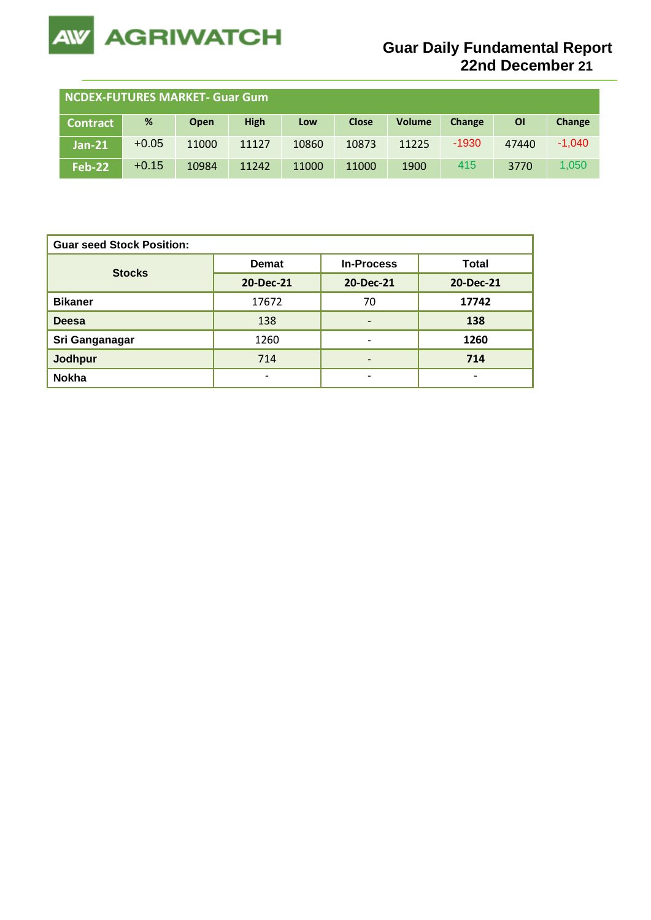## Guar Daily Fundamental Report
### 22nd December 21

| NCDEX-FUTURES MARKET- Guar Gum | | | | | | | | | |
|---|---|---|---|---|---|---|---|---|---|
| Contract | % | Open | High | Low | Close | Volume | Change | OI | Change |
| Jan-21 | +0.05 | 11000 | 11127 | 10860 | 10873 | 11225 | -1930 | 47440 | -1,040 |
| Feb-22 | +0.15 | 10984 | 11242 | 11000 | 11000 | 1900 | 415 | 3770 | 1,050 |

**Guar seed Stock Position:**

| Stocks | Demat | In-Process | Total |
|---|---|---|---|
| | 20-Dec-21 | 20-Dec-21 | 20-Dec-21 |
| **Bikaner** | 17672 | 70 | **17742** |
| **Deesa** | 138 | - | **138** |
| **Sri Ganganagar** | 1260 | - | **1260** |
| **Jodhpur** | 714 | - | **714** |
| **Nokha** | - | - | - |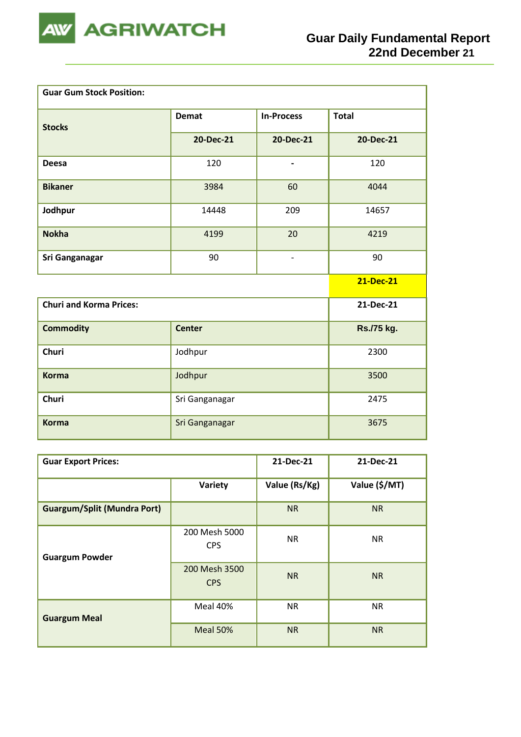| Guar Gum Stock Position: | | | |
|---|---|---|---|
| Stocks | Demat | In-Process | Total |
| | 20-Dec-21 | 20-Dec-21 | 20-Dec-21 |
| Deesa | 120 | - | 120 |
| Bikaner | 3984 | 60 | 4044 |
| Jodhpur | 14448 | 209 | 14657 |
| Nokha | 4199 | 20 | 4219 |
| Sri Ganganagar | 90 | - | 90 |

| Churi and Korma Prices: | | 21-Dec-21 |
|---|---|---|
| Commodity | Center | Rs./75 kg. |
| Churi | Jodhpur | 2300 |
| Korma | Jodhpur | 3500 |
| Churi | Sri Ganganagar | 2475 |
| Korma | Sri Ganganagar | 3675 |

| Guar Export Prices: | | 21-Dec-21 | 21-Dec-21 |
|---|---|---|---|
| | Variety | Value (Rs/Kg) | Value ($/MT) |
| Guargum/Split (Mundra Port) | | NR | NR |
| Guargum Powder | 200 Mesh 5000 CPS | NR | NR |
| | 200 Mesh 3500 CPS | NR | NR |
| Guargum Meal | Meal 40% | NR | NR |
| | Meal 50% | NR | NR |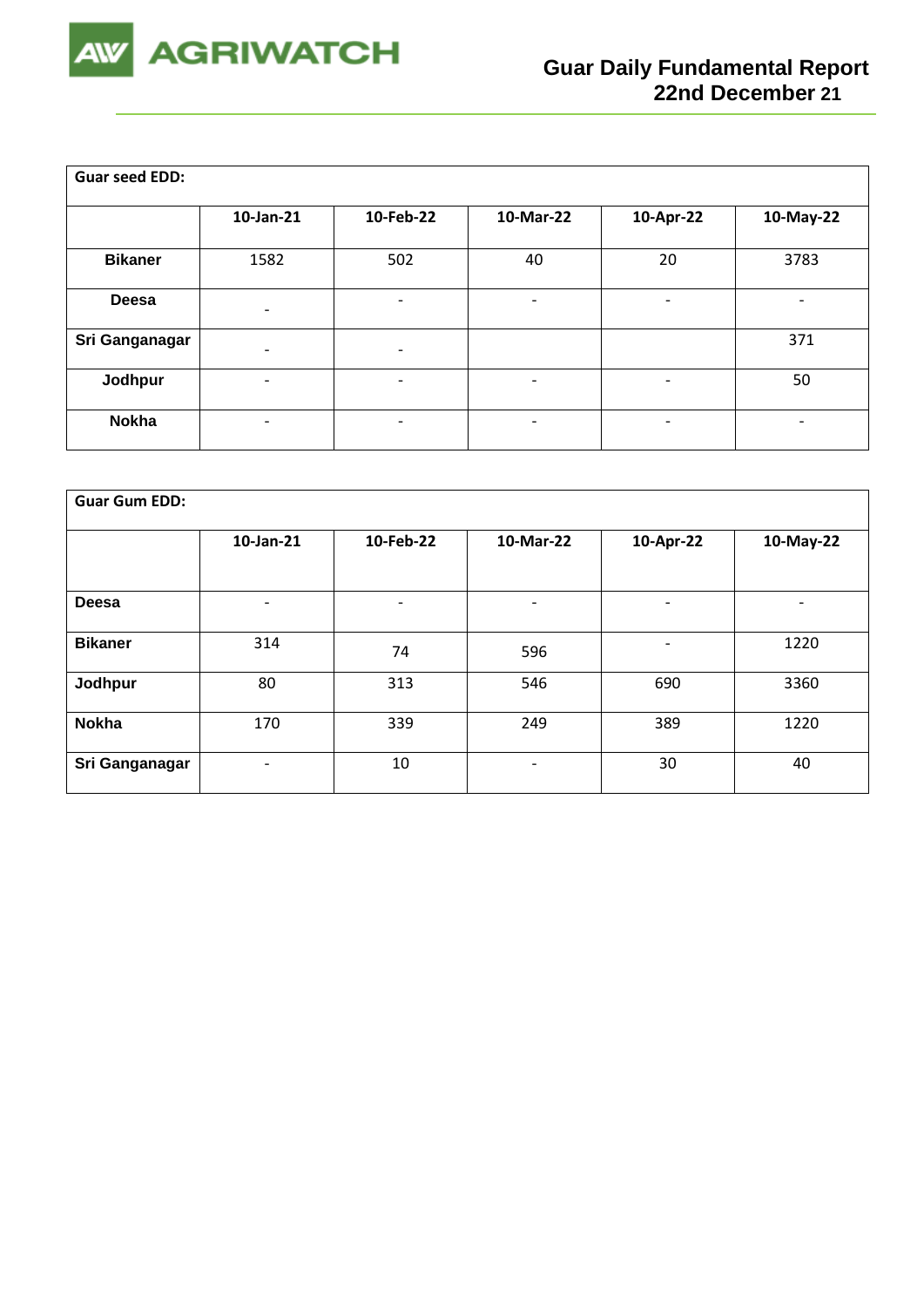| Guar seed EDD: | | | | | |
|---|---|---|---|---|---|
| | 10-Jan-21 | 10-Feb-22 | 10-Mar-22 | 10-Apr-22 | 10-May-22 |
| Bikaner | 1582 | 502 | 40 | 20 | 3783 |
| Deesa | - | - | - | - | - |
| Sri Ganganagar | - | - | | | 371 |
| Jodhpur | - | - | - | - | 50 |
| Nokha | - | - | - | - | - |

| Guar Gum EDD: | | | | | |
|---|---|---|---|---|---|
| | 10-Jan-21 | 10-Feb-22 | 10-Mar-22 | 10-Apr-22 | 10-May-22 |
| Deesa | - | - | - | - | - |
| Bikaner | 314 | 74 | 596 | - | 1220 |
| Jodhpur | 80 | 313 | 546 | 690 | 3360 |
| Nokha | 170 | 339 | 249 | 389 | 1220 |
| Sri Ganganagar | - | 10 | - | 30 | 40 |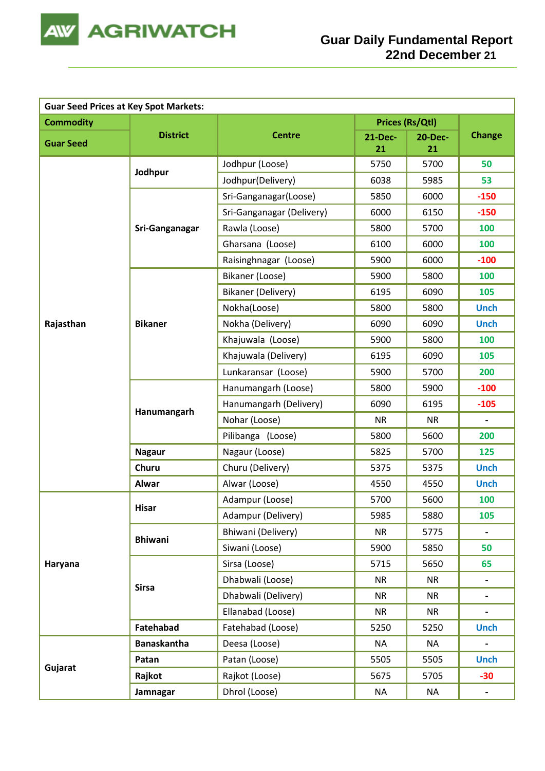# Guar Daily Fundamental Report
## 22nd December 21

**Guar Seed Prices at Key Spot Markets:**

| Commodity | District | Centre | Prices (Rs/Qtl) | | Change |
|---|---|---|---|---|---|
| Guar Seed | | | 21-Dec-21 | 20-Dec-21 | |
| Rajasthan | Jodhpur | Jodhpur (Loose) | 5750 | 5700 | 50 |
| | | Jodhpur(Delivery) | 6038 | 5985 | 53 |
| | Sri-Ganganagar | Sri-Ganganagar(Loose) | 5850 | 6000 | -150 |
| | | Sri-Ganganagar (Delivery) | 6000 | 6150 | -150 |
| | | Rawla (Loose) | 5800 | 5700 | 100 |
| | | Gharsana (Loose) | 6100 | 6000 | 100 |
| | | Raisinghnagar (Loose) | 5900 | 6000 | -100 |
| | Bikaner | Bikaner (Loose) | 5900 | 5800 | 100 |
| | | Bikaner (Delivery) | 6195 | 6090 | 105 |
| | | Nokha(Loose) | 5800 | 5800 | Unch |
| | | Nokha (Delivery) | 6090 | 6090 | Unch |
| | | Khajuwala (Loose) | 5900 | 5800 | 100 |
| | | Khajuwala (Delivery) | 6195 | 6090 | 105 |
| | | Lunkaransar (Loose) | 5900 | 5700 | 200 |
| | Hanumangarh | Hanumangarh (Loose) | 5800 | 5900 | -100 |
| | | Hanumangarh (Delivery) | 6090 | 6195 | -105 |
| | | Nohar (Loose) | NR | NR | - |
| | | Pilibanga (Loose) | 5800 | 5600 | 200 |
| | Nagaur | Nagaur (Loose) | 5825 | 5700 | 125 |
| | Churu | Churu (Delivery) | 5375 | 5375 | Unch |
| | Alwar | Alwar (Loose) | 4550 | 4550 | Unch |
| Haryana | Hisar | Adampur (Loose) | 5700 | 5600 | 100 |
| | | Adampur (Delivery) | 5985 | 5880 | 105 |
| | Bhiwani | Bhiwani (Delivery) | NR | 5775 | - |
| | | Siwani (Loose) | 5900 | 5850 | 50 |
| | Sirsa | Sirsa (Loose) | 5715 | 5650 | 65 |
| | | Dhabwali (Loose) | NR | NR | - |
| | | Dhabwali (Delivery) | NR | NR | - |
| | | Ellanabad (Loose) | NR | NR | - |
| | Fatehabad | Fatehabad (Loose) | 5250 | 5250 | Unch |
| Gujarat | Banaskantha | Deesa (Loose) | NA | NA | - |
| | Patan | Patan (Loose) | 5505 | 5505 | Unch |
| | Rajkot | Rajkot (Loose) | 5675 | 5705 | -30 |
| | Jamnagar | Dhrol (Loose) | NA | NA | - |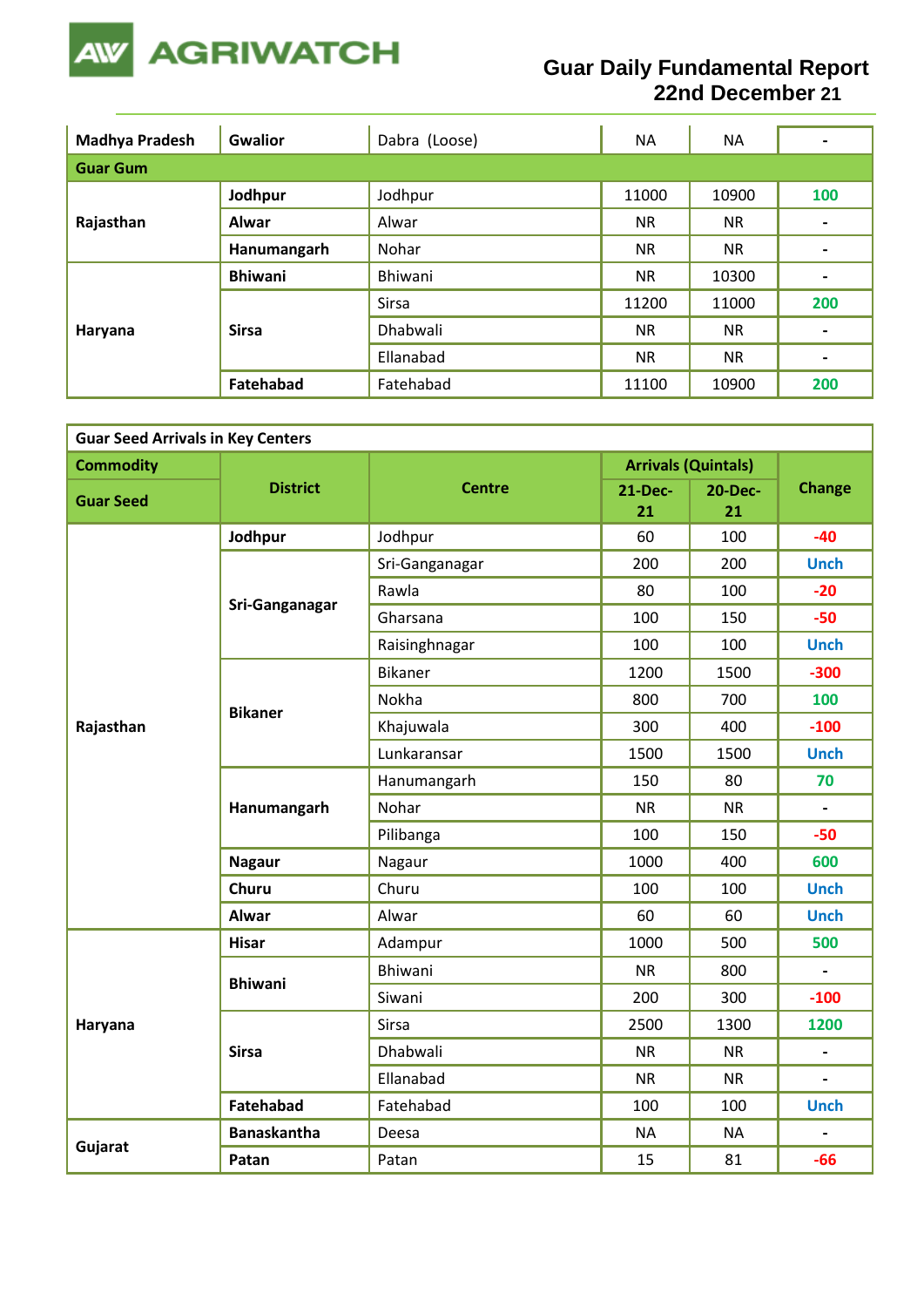| | | | | | |
|---|---|---|---|---|---|
| Madhya Pradesh | Gwalior | Dabra (Loose) | NA | NA | - |
| **Guar Gum** | | | | | |
| Rajasthan | Jodhpur | Jodhpur | 11000 | 10900 | 100 |
| | Alwar | Alwar | NR | NR | - |
| | Hanumangarh | Nohar | NR | NR | - |
| Haryana | Bhiwani | Bhiwani | NR | 10300 | - |
| | Sirsa | Sirsa | 11200 | 11000 | 200 |
| | | Dhabwali | NR | NR | - |
| | | Ellanabad | NR | NR | - |
| | Fatehabad | Fatehabad | 11100 | 10900 | 200 |

**Guar Seed Arrivals in Key Centers**

| Commodity | District | Centre | Arrivals (Quintals) | | Change |
|---|---|---|---|---|---|
| Guar Seed | | | 21-Dec-21 | 20-Dec-21 | |
| Rajasthan | Jodhpur | Jodhpur | 60 | 100 | -40 |
| | Sri-Ganganagar | Sri-Ganganagar | 200 | 200 | Unch |
| | | Rawla | 80 | 100 | -20 |
| | | Gharsana | 100 | 150 | -50 |
| | | Raisinghnagar | 100 | 100 | Unch |
| | Bikaner | Bikaner | 1200 | 1500 | -300 |
| | | Nokha | 800 | 700 | 100 |
| | | Khajuwala | 300 | 400 | -100 |
| | | Lunkaransar | 1500 | 1500 | Unch |
| | Hanumangarh | Hanumangarh | 150 | 80 | 70 |
| | | Nohar | NR | NR | - |
| | | Pilibanga | 100 | 150 | -50 |
| | Nagaur | Nagaur | 1000 | 400 | 600 |
| | Churu | Churu | 100 | 100 | Unch |
| | Alwar | Alwar | 60 | 60 | Unch |
| Haryana | Hisar | Adampur | 1000 | 500 | 500 |
| | Bhiwani | Bhiwani | NR | 800 | - |
| | | Siwani | 200 | 300 | -100 |
| | Sirsa | Sirsa | 2500 | 1300 | 1200 |
| | | Dhabwali | NR | NR | - |
| | | Ellanabad | NR | NR | - |
| | Fatehabad | Fatehabad | 100 | 100 | Unch |
| Gujarat | Banaskantha | Deesa | NA | NA | - |
| | Patan | Patan | 15 | 81 | -66 |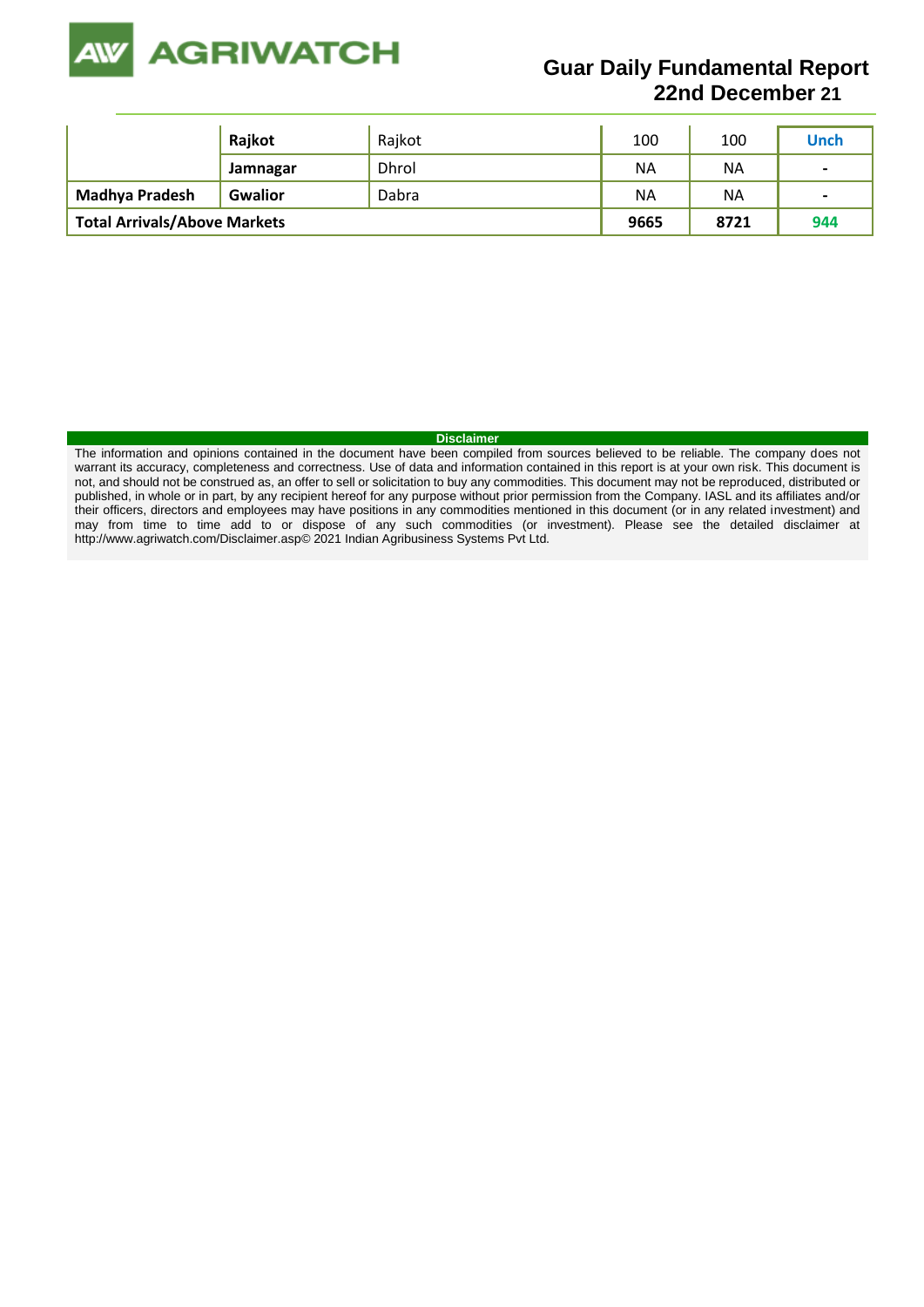| | | | | | |
|---|---|---|---|---|---|
| | **Rajkot** | Rajkot | 100 | 100 | **Unch** |
| | **Jamnagar** | Dhrol | NA | NA | - |
| **Madhya Pradesh** | **Gwalior** | Dabra | NA | NA | - |
| **Total Arrivals/Above Markets** | | | **9665** | **8721** | **944** |

**Disclaimer**

The information and opinions contained in the document have been compiled from sources believed to be reliable. The company does not warrant its accuracy, completeness and correctness. Use of data and information contained in this report is at your own risk. This document is not, and should not be construed as, an offer to sell or solicitation to buy any commodities. This document may not be reproduced, distributed or published, in whole or in part, by any recipient hereof for any purpose without prior permission from the Company. IASL and its affiliates and/or their officers, directors and employees may have positions in any commodities mentioned in this document (or in any related investment) and may from time to time add to or dispose of any such commodities (or investment). Please see the detailed disclaimer at http://www.agriwatch.com/Disclaimer.asp© 2021 Indian Agribusiness Systems Pvt Ltd.